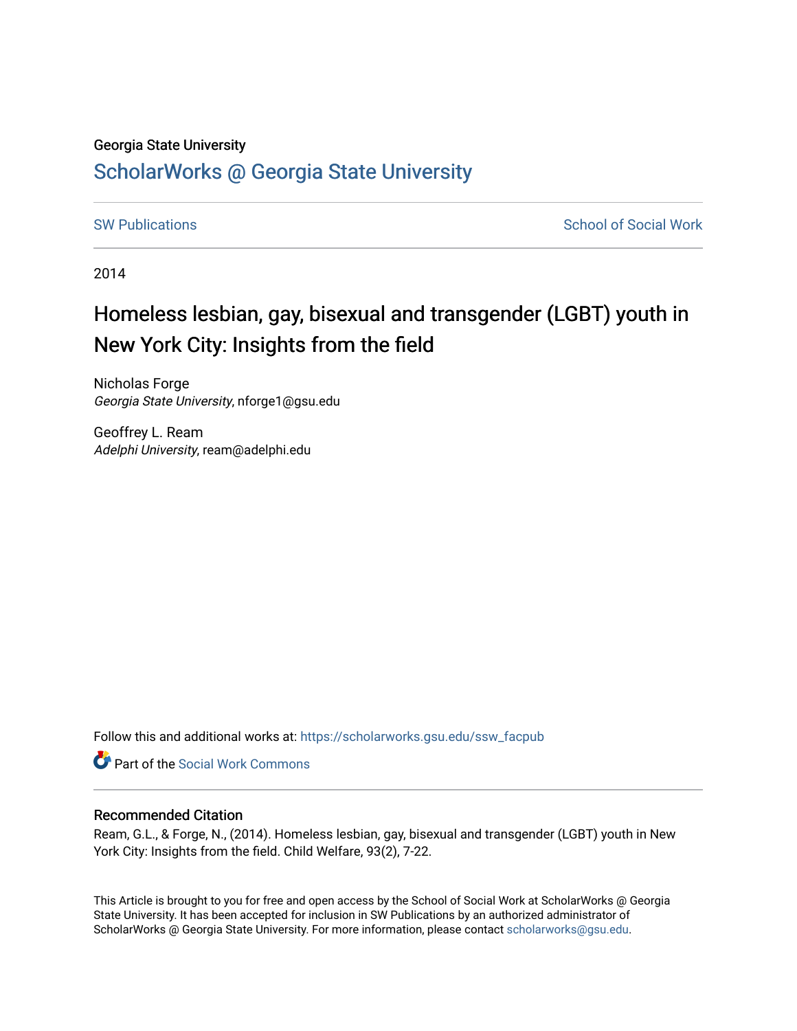Georgia State University

# ScholarWorks @ Georgia State University

SW Publications | School of Social Work

2014

## Homeless lesbian, gay, bisexual and transgender (LGBT) youth in New York City: Insights from the field

Nicholas Forge
*Georgia State University*, nforge1@gsu.edu

Geoffrey L. Ream
*Adelphi University*, ream@adelphi.edu

Follow this and additional works at: https://scholarworks.gsu.edu/ssw_facpub

Part of the Social Work Commons

### Recommended Citation

Ream, G.L., & Forge, N., (2014). Homeless lesbian, gay, bisexual and transgender (LGBT) youth in New York City: Insights from the field. Child Welfare, 93(2), 7-22.

This Article is brought to you for free and open access by the School of Social Work at ScholarWorks @ Georgia State University. It has been accepted for inclusion in SW Publications by an authorized administrator of ScholarWorks @ Georgia State University. For more information, please contact scholarworks@gsu.edu.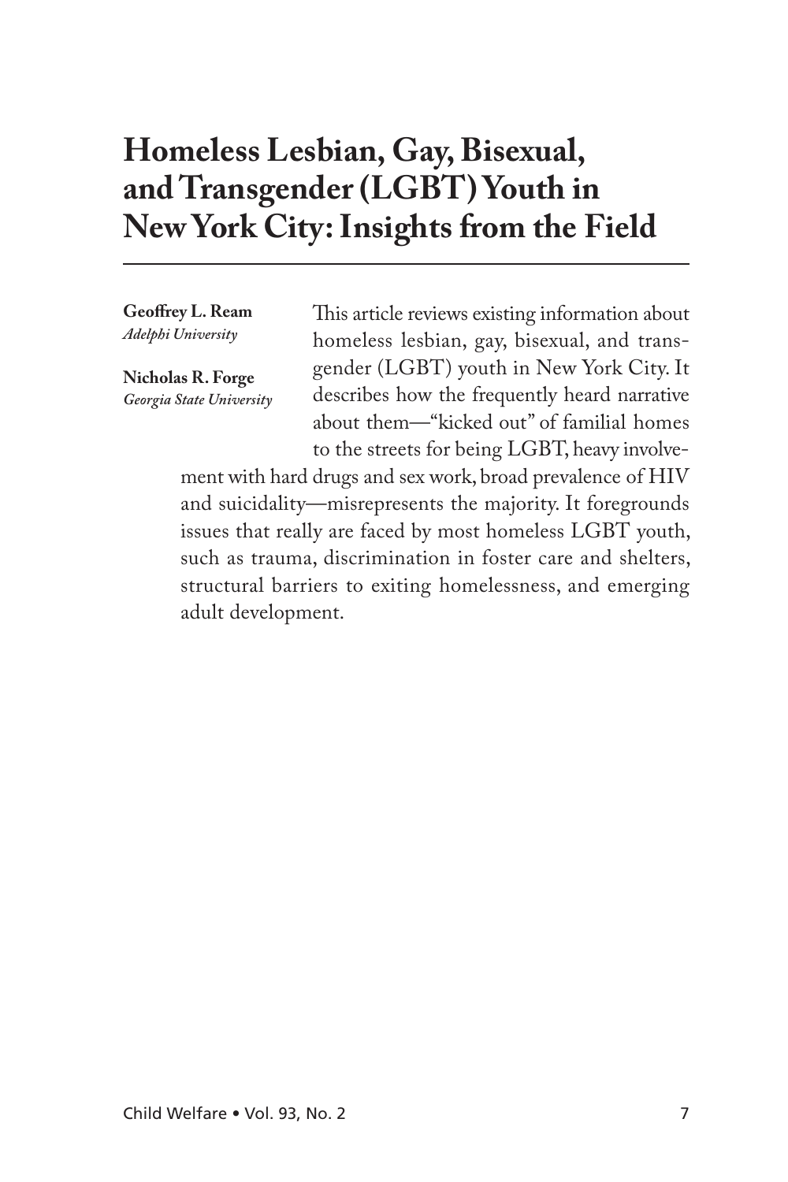# Homeless Lesbian, Gay, Bisexual, and Transgender (LGBT) Youth in New York City: Insights from the Field

**Geoffrey L. Ream**
*Adelphi University*

**Nicholas R. Forge**
*Georgia State University*

This article reviews existing information about homeless lesbian, gay, bisexual, and transgender (LGBT) youth in New York City. It describes how the frequently heard narrative about them—"kicked out" of familial homes to the streets for being LGBT, heavy involvement with hard drugs and sex work, broad prevalence of HIV and suicidality—misrepresents the majority. It foregrounds issues that really are faced by most homeless LGBT youth, such as trauma, discrimination in foster care and shelters, structural barriers to exiting homelessness, and emerging adult development.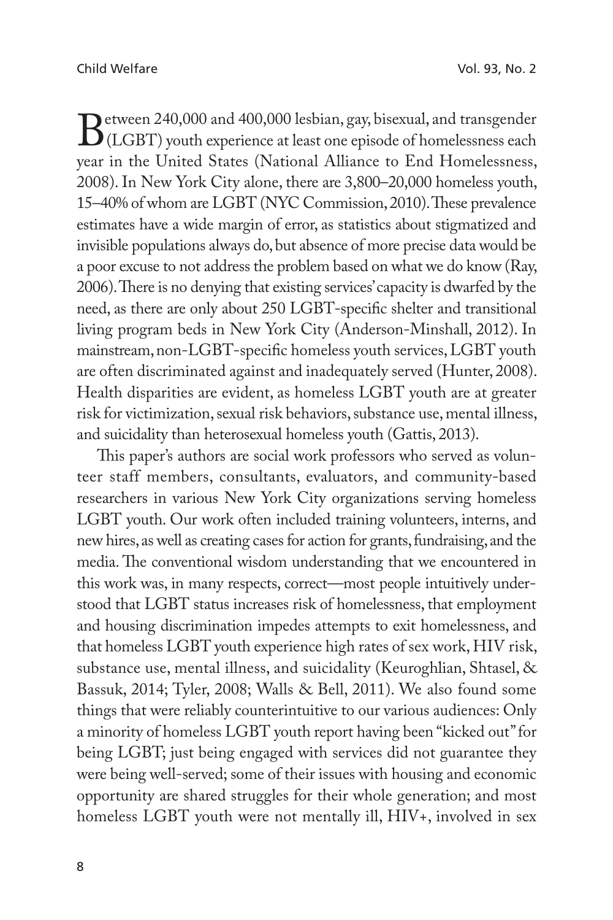Between 240,000 and 400,000 lesbian, gay, bisexual, and transgender (LGBT) youth experience at least one episode of homelessness each year in the United States (National Alliance to End Homelessness, 2008). In New York City alone, there are 3,800–20,000 homeless youth, 15–40% of whom are LGBT (NYC Commission, 2010). These prevalence estimates have a wide margin of error, as statistics about stigmatized and invisible populations always do, but absence of more precise data would be a poor excuse to not address the problem based on what we do know (Ray, 2006). There is no denying that existing services' capacity is dwarfed by the need, as there are only about 250 LGBT-specific shelter and transitional living program beds in New York City (Anderson-Minshall, 2012). In mainstream, non-LGBT-specific homeless youth services, LGBT youth are often discriminated against and inadequately served (Hunter, 2008). Health disparities are evident, as homeless LGBT youth are at greater risk for victimization, sexual risk behaviors, substance use, mental illness, and suicidality than heterosexual homeless youth (Gattis, 2013).

This paper's authors are social work professors who served as volunteer staff members, consultants, evaluators, and community-based researchers in various New York City organizations serving homeless LGBT youth. Our work often included training volunteers, interns, and new hires, as well as creating cases for action for grants, fundraising, and the media. The conventional wisdom understanding that we encountered in this work was, in many respects, correct—most people intuitively understood that LGBT status increases risk of homelessness, that employment and housing discrimination impedes attempts to exit homelessness, and that homeless LGBT youth experience high rates of sex work, HIV risk, substance use, mental illness, and suicidality (Keuroghlian, Shtasel, & Bassuk, 2014; Tyler, 2008; Walls & Bell, 2011). We also found some things that were reliably counterintuitive to our various audiences: Only a minority of homeless LGBT youth report having been "kicked out" for being LGBT; just being engaged with services did not guarantee they were being well-served; some of their issues with housing and economic opportunity are shared struggles for their whole generation; and most homeless LGBT youth were not mentally ill, HIV+, involved in sex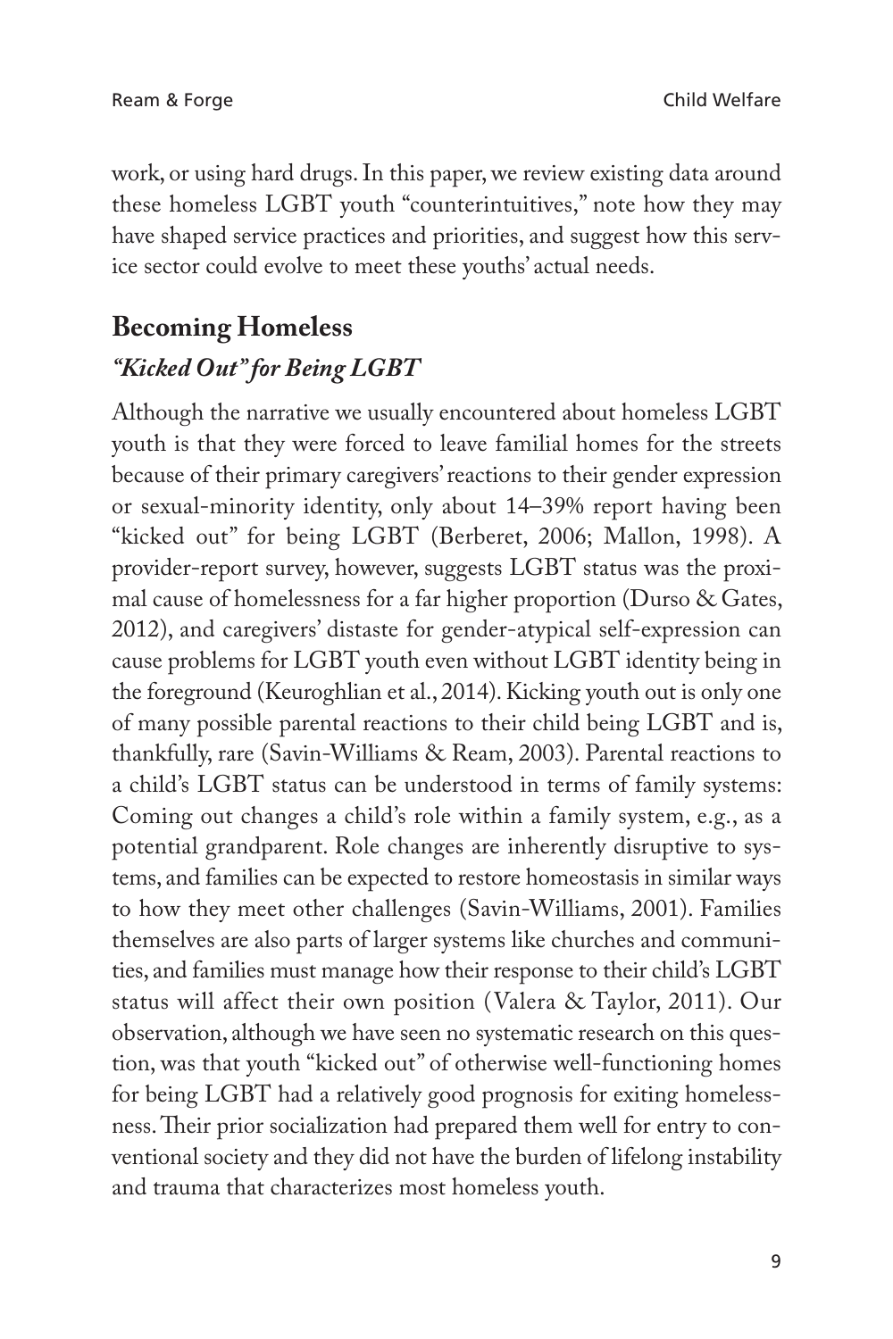work, or using hard drugs. In this paper, we review existing data around these homeless LGBT youth "counterintuitives," note how they may have shaped service practices and priorities, and suggest how this service sector could evolve to meet these youths' actual needs.

## Becoming Homeless

### *"Kicked Out" for Being LGBT*

Although the narrative we usually encountered about homeless LGBT youth is that they were forced to leave familial homes for the streets because of their primary caregivers' reactions to their gender expression or sexual-minority identity, only about 14–39% report having been "kicked out" for being LGBT (Berberet, 2006; Mallon, 1998). A provider-report survey, however, suggests LGBT status was the proximal cause of homelessness for a far higher proportion (Durso & Gates, 2012), and caregivers' distaste for gender-atypical self-expression can cause problems for LGBT youth even without LGBT identity being in the foreground (Keuroghlian et al., 2014). Kicking youth out is only one of many possible parental reactions to their child being LGBT and is, thankfully, rare (Savin-Williams & Ream, 2003). Parental reactions to a child's LGBT status can be understood in terms of family systems: Coming out changes a child's role within a family system, e.g., as a potential grandparent. Role changes are inherently disruptive to systems, and families can be expected to restore homeostasis in similar ways to how they meet other challenges (Savin-Williams, 2001). Families themselves are also parts of larger systems like churches and communities, and families must manage how their response to their child's LGBT status will affect their own position (Valera & Taylor, 2011). Our observation, although we have seen no systematic research on this question, was that youth "kicked out" of otherwise well-functioning homes for being LGBT had a relatively good prognosis for exiting homelessness. Their prior socialization had prepared them well for entry to conventional society and they did not have the burden of lifelong instability and trauma that characterizes most homeless youth.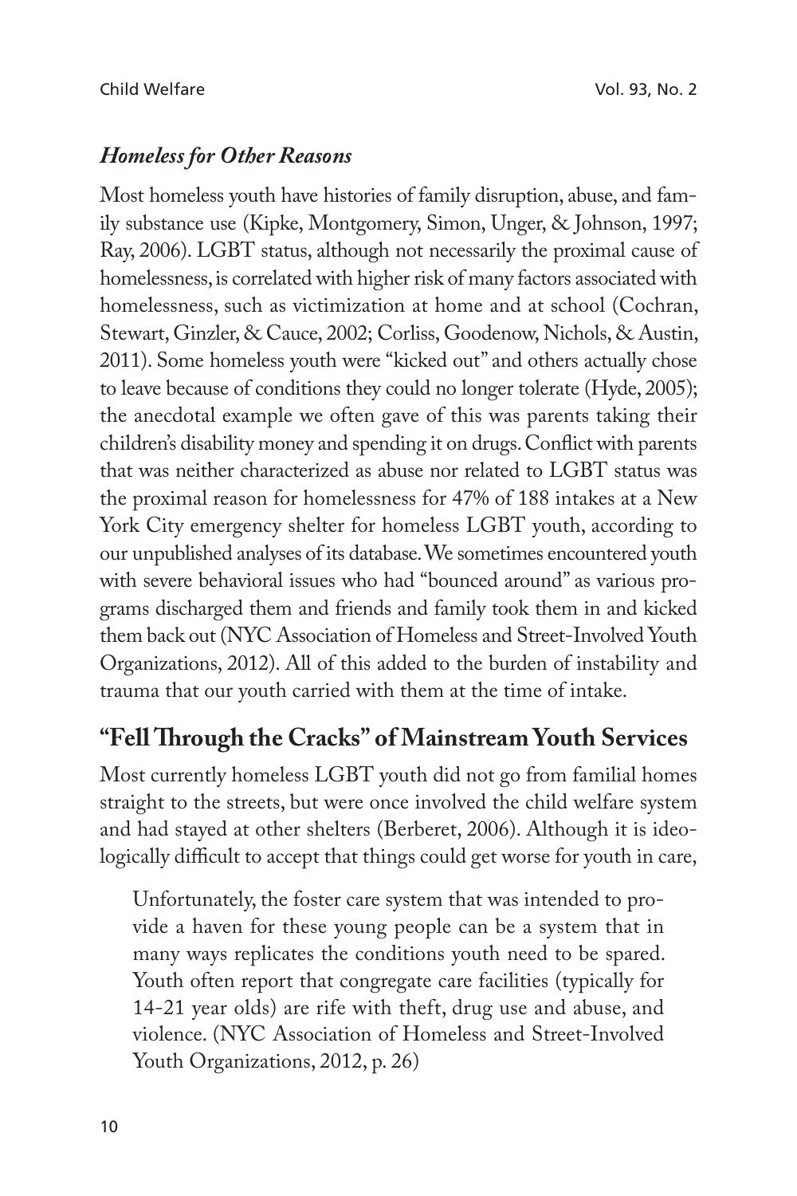### *Homeless for Other Reasons*

Most homeless youth have histories of family disruption, abuse, and family substance use (Kipke, Montgomery, Simon, Unger, & Johnson, 1997; Ray, 2006). LGBT status, although not necessarily the proximal cause of homelessness, is correlated with higher risk of many factors associated with homelessness, such as victimization at home and at school (Cochran, Stewart, Ginzler, & Cauce, 2002; Corliss, Goodenow, Nichols, & Austin, 2011). Some homeless youth were "kicked out" and others actually chose to leave because of conditions they could no longer tolerate (Hyde, 2005); the anecdotal example we often gave of this was parents taking their children's disability money and spending it on drugs. Conflict with parents that was neither characterized as abuse nor related to LGBT status was the proximal reason for homelessness for 47% of 188 intakes at a New York City emergency shelter for homeless LGBT youth, according to our unpublished analyses of its database. We sometimes encountered youth with severe behavioral issues who had "bounced around" as various programs discharged them and friends and family took them in and kicked them back out (NYC Association of Homeless and Street-Involved Youth Organizations, 2012). All of this added to the burden of instability and trauma that our youth carried with them at the time of intake.

## "Fell Through the Cracks" of Mainstream Youth Services

Most currently homeless LGBT youth did not go from familial homes straight to the streets, but were once involved the child welfare system and had stayed at other shelters (Berberet, 2006). Although it is ideologically difficult to accept that things could get worse for youth in care,

> Unfortunately, the foster care system that was intended to provide a haven for these young people can be a system that in many ways replicates the conditions youth need to be spared. Youth often report that congregate care facilities (typically for 14-21 year olds) are rife with theft, drug use and abuse, and violence. (NYC Association of Homeless and Street-Involved Youth Organizations, 2012, p. 26)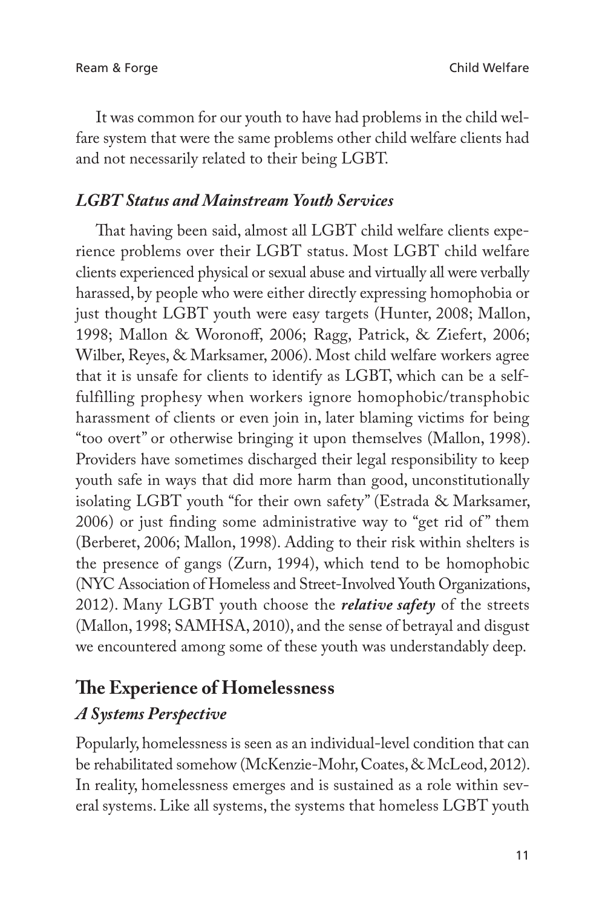It was common for our youth to have had problems in the child welfare system that were the same problems other child welfare clients had and not necessarily related to their being LGBT.

### *LGBT Status and Mainstream Youth Services*

That having been said, almost all LGBT child welfare clients experience problems over their LGBT status. Most LGBT child welfare clients experienced physical or sexual abuse and virtually all were verbally harassed, by people who were either directly expressing homophobia or just thought LGBT youth were easy targets (Hunter, 2008; Mallon, 1998; Mallon & Woronoff, 2006; Ragg, Patrick, & Ziefert, 2006; Wilber, Reyes, & Marksamer, 2006). Most child welfare workers agree that it is unsafe for clients to identify as LGBT, which can be a self-fulfilling prophesy when workers ignore homophobic/transphobic harassment of clients or even join in, later blaming victims for being "too overt" or otherwise bringing it upon themselves (Mallon, 1998). Providers have sometimes discharged their legal responsibility to keep youth safe in ways that did more harm than good, unconstitutionally isolating LGBT youth "for their own safety" (Estrada & Marksamer, 2006) or just finding some administrative way to "get rid of" them (Berberet, 2006; Mallon, 1998). Adding to their risk within shelters is the presence of gangs (Zurn, 1994), which tend to be homophobic (NYC Association of Homeless and Street-Involved Youth Organizations, 2012). Many LGBT youth choose the ***relative safety*** of the streets (Mallon, 1998; SAMHSA, 2010), and the sense of betrayal and disgust we encountered among some of these youth was understandably deep.

## The Experience of Homelessness

### *A Systems Perspective*

Popularly, homelessness is seen as an individual-level condition that can be rehabilitated somehow (McKenzie-Mohr, Coates, & McLeod, 2012). In reality, homelessness emerges and is sustained as a role within several systems. Like all systems, the systems that homeless LGBT youth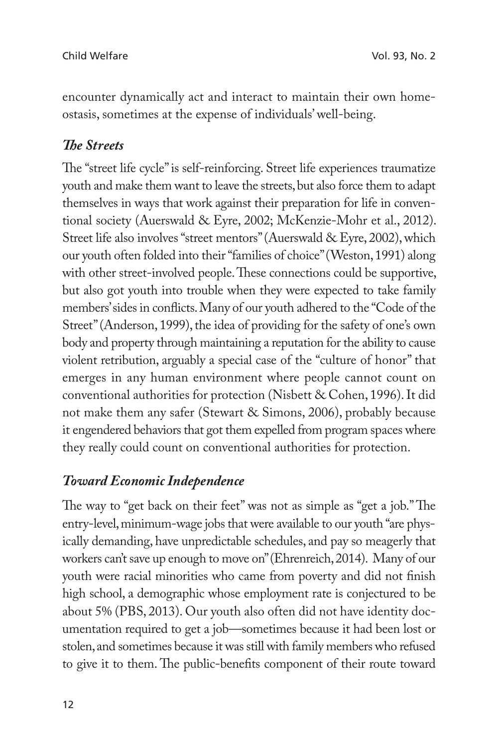encounter dynamically act and interact to maintain their own homeostasis, sometimes at the expense of individuals' well-being.

### *The Streets*

The "street life cycle" is self-reinforcing. Street life experiences traumatize youth and make them want to leave the streets, but also force them to adapt themselves in ways that work against their preparation for life in conventional society (Auerswald & Eyre, 2002; McKenzie-Mohr et al., 2012). Street life also involves "street mentors" (Auerswald & Eyre, 2002), which our youth often folded into their "families of choice" (Weston, 1991) along with other street-involved people. These connections could be supportive, but also got youth into trouble when they were expected to take family members' sides in conflicts. Many of our youth adhered to the "Code of the Street" (Anderson, 1999), the idea of providing for the safety of one's own body and property through maintaining a reputation for the ability to cause violent retribution, arguably a special case of the "culture of honor" that emerges in any human environment where people cannot count on conventional authorities for protection (Nisbett & Cohen, 1996). It did not make them any safer (Stewart & Simons, 2006), probably because it engendered behaviors that got them expelled from program spaces where they really could count on conventional authorities for protection.

### *Toward Economic Independence*

The way to "get back on their feet" was not as simple as "get a job." The entry-level, minimum-wage jobs that were available to our youth "are physically demanding, have unpredictable schedules, and pay so meagerly that workers can't save up enough to move on" (Ehrenreich, 2014). Many of our youth were racial minorities who came from poverty and did not finish high school, a demographic whose employment rate is conjectured to be about 5% (PBS, 2013). Our youth also often did not have identity documentation required to get a job—sometimes because it had been lost or stolen, and sometimes because it was still with family members who refused to give it to them. The public-benefits component of their route toward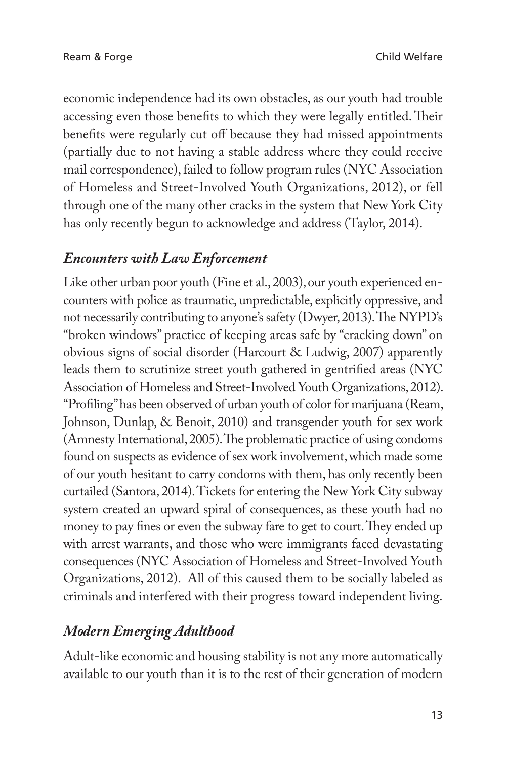economic independence had its own obstacles, as our youth had trouble accessing even those benefits to which they were legally entitled. Their benefits were regularly cut off because they had missed appointments (partially due to not having a stable address where they could receive mail correspondence), failed to follow program rules (NYC Association of Homeless and Street-Involved Youth Organizations, 2012), or fell through one of the many other cracks in the system that New York City has only recently begun to acknowledge and address (Taylor, 2014).

### *Encounters with Law Enforcement*

Like other urban poor youth (Fine et al., 2003), our youth experienced encounters with police as traumatic, unpredictable, explicitly oppressive, and not necessarily contributing to anyone's safety (Dwyer, 2013). The NYPD's "broken windows" practice of keeping areas safe by "cracking down" on obvious signs of social disorder (Harcourt & Ludwig, 2007) apparently leads them to scrutinize street youth gathered in gentrified areas (NYC Association of Homeless and Street-Involved Youth Organizations, 2012). "Profiling" has been observed of urban youth of color for marijuana (Ream, Johnson, Dunlap, & Benoit, 2010) and transgender youth for sex work (Amnesty International, 2005). The problematic practice of using condoms found on suspects as evidence of sex work involvement, which made some of our youth hesitant to carry condoms with them, has only recently been curtailed (Santora, 2014). Tickets for entering the New York City subway system created an upward spiral of consequences, as these youth had no money to pay fines or even the subway fare to get to court. They ended up with arrest warrants, and those who were immigrants faced devastating consequences (NYC Association of Homeless and Street-Involved Youth Organizations, 2012). All of this caused them to be socially labeled as criminals and interfered with their progress toward independent living.

### *Modern Emerging Adulthood*

Adult-like economic and housing stability is not any more automatically available to our youth than it is to the rest of their generation of modern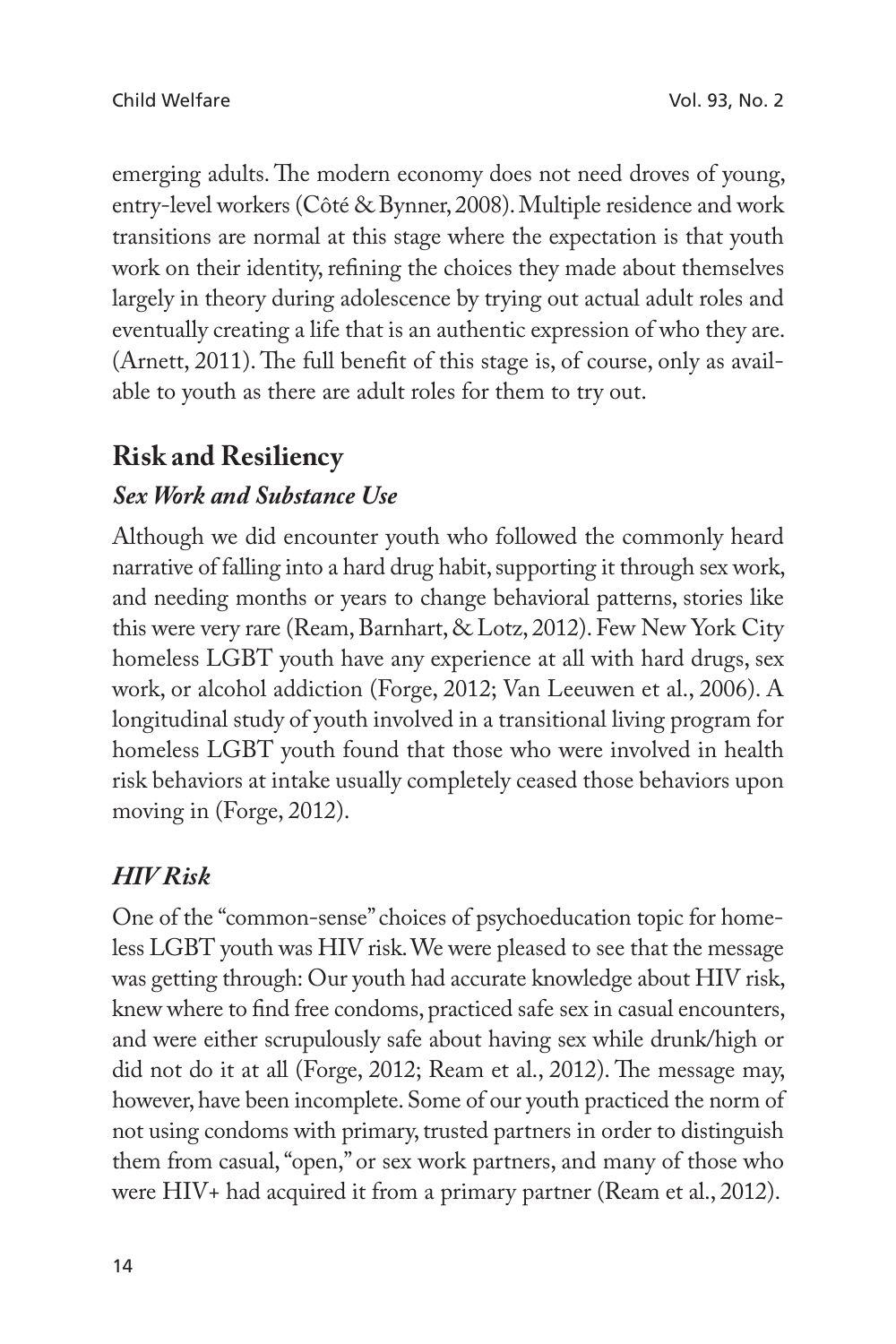emerging adults. The modern economy does not need droves of young, entry-level workers (Côté & Bynner, 2008). Multiple residence and work transitions are normal at this stage where the expectation is that youth work on their identity, refining the choices they made about themselves largely in theory during adolescence by trying out actual adult roles and eventually creating a life that is an authentic expression of who they are. (Arnett, 2011). The full benefit of this stage is, of course, only as available to youth as there are adult roles for them to try out.

## Risk and Resiliency

### *Sex Work and Substance Use*

Although we did encounter youth who followed the commonly heard narrative of falling into a hard drug habit, supporting it through sex work, and needing months or years to change behavioral patterns, stories like this were very rare (Ream, Barnhart, & Lotz, 2012). Few New York City homeless LGBT youth have any experience at all with hard drugs, sex work, or alcohol addiction (Forge, 2012; Van Leeuwen et al., 2006). A longitudinal study of youth involved in a transitional living program for homeless LGBT youth found that those who were involved in health risk behaviors at intake usually completely ceased those behaviors upon moving in (Forge, 2012).

### *HIV Risk*

One of the "common-sense" choices of psychoeducation topic for homeless LGBT youth was HIV risk. We were pleased to see that the message was getting through: Our youth had accurate knowledge about HIV risk, knew where to find free condoms, practiced safe sex in casual encounters, and were either scrupulously safe about having sex while drunk/high or did not do it at all (Forge, 2012; Ream et al., 2012). The message may, however, have been incomplete. Some of our youth practiced the norm of not using condoms with primary, trusted partners in order to distinguish them from casual, "open," or sex work partners, and many of those who were HIV+ had acquired it from a primary partner (Ream et al., 2012).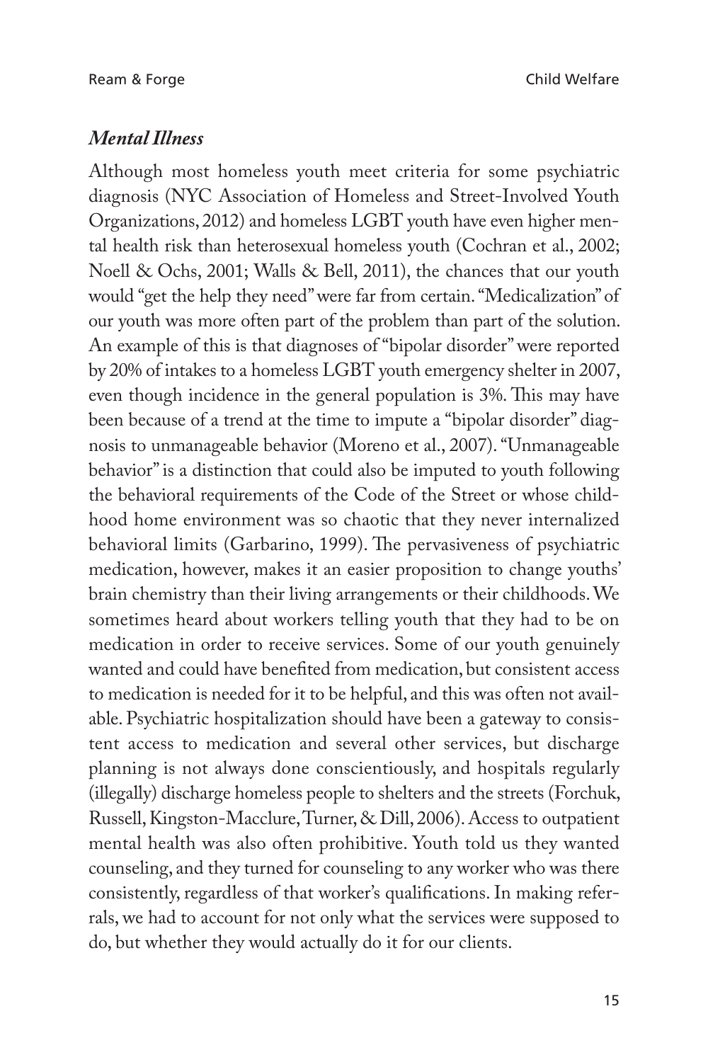### *Mental Illness*

Although most homeless youth meet criteria for some psychiatric diagnosis (NYC Association of Homeless and Street-Involved Youth Organizations, 2012) and homeless LGBT youth have even higher mental health risk than heterosexual homeless youth (Cochran et al., 2002; Noell & Ochs, 2001; Walls & Bell, 2011), the chances that our youth would "get the help they need" were far from certain. "Medicalization" of our youth was more often part of the problem than part of the solution. An example of this is that diagnoses of "bipolar disorder" were reported by 20% of intakes to a homeless LGBT youth emergency shelter in 2007, even though incidence in the general population is 3%. This may have been because of a trend at the time to impute a "bipolar disorder" diagnosis to unmanageable behavior (Moreno et al., 2007). "Unmanageable behavior" is a distinction that could also be imputed to youth following the behavioral requirements of the Code of the Street or whose childhood home environment was so chaotic that they never internalized behavioral limits (Garbarino, 1999). The pervasiveness of psychiatric medication, however, makes it an easier proposition to change youths' brain chemistry than their living arrangements or their childhoods. We sometimes heard about workers telling youth that they had to be on medication in order to receive services. Some of our youth genuinely wanted and could have benefited from medication, but consistent access to medication is needed for it to be helpful, and this was often not available. Psychiatric hospitalization should have been a gateway to consistent access to medication and several other services, but discharge planning is not always done conscientiously, and hospitals regularly (illegally) discharge homeless people to shelters and the streets (Forchuk, Russell, Kingston-Macclure, Turner, & Dill, 2006). Access to outpatient mental health was also often prohibitive. Youth told us they wanted counseling, and they turned for counseling to any worker who was there consistently, regardless of that worker's qualifications. In making referrals, we had to account for not only what the services were supposed to do, but whether they would actually do it for our clients.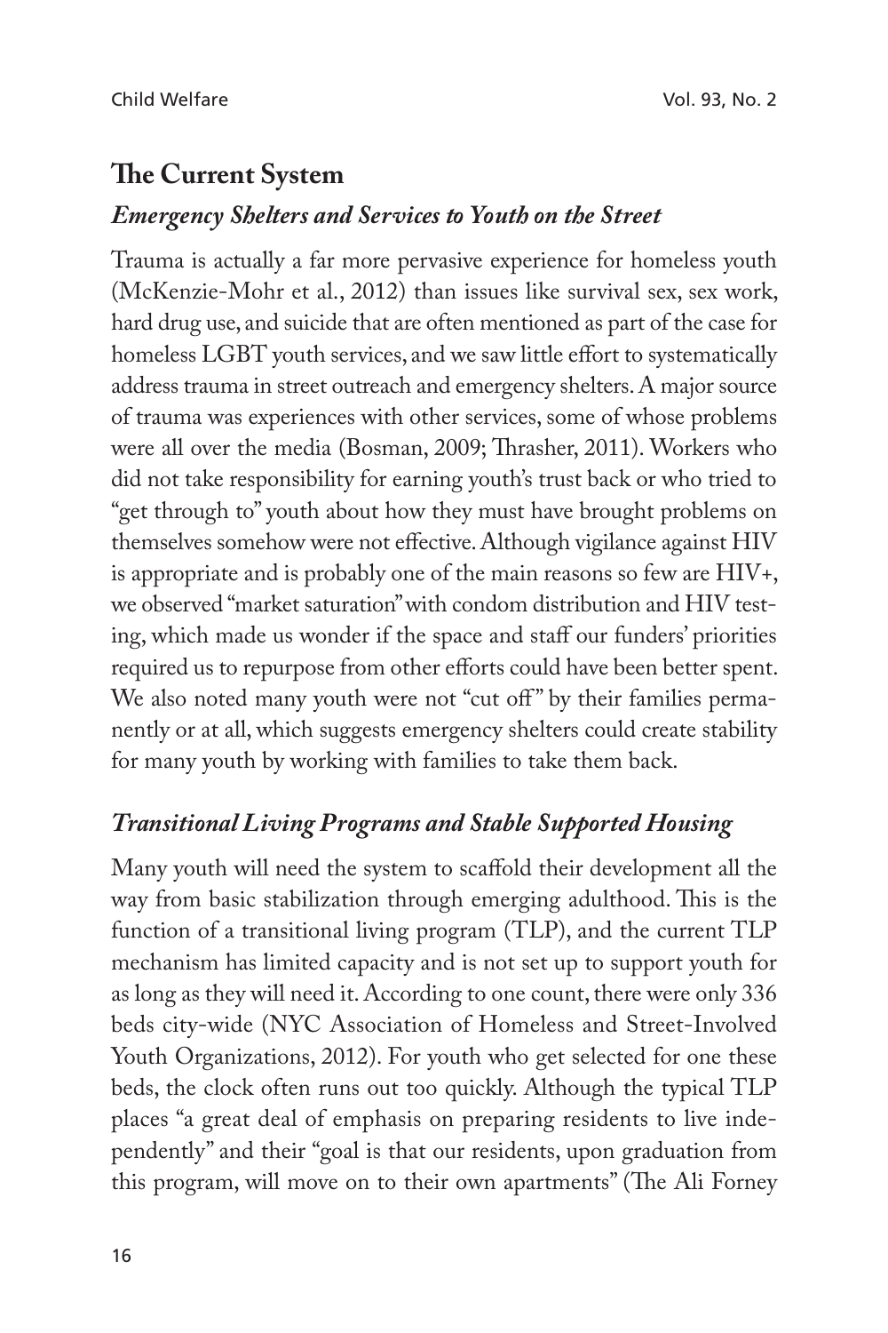## The Current System

### *Emergency Shelters and Services to Youth on the Street*

Trauma is actually a far more pervasive experience for homeless youth (McKenzie-Mohr et al., 2012) than issues like survival sex, sex work, hard drug use, and suicide that are often mentioned as part of the case for homeless LGBT youth services, and we saw little effort to systematically address trauma in street outreach and emergency shelters. A major source of trauma was experiences with other services, some of whose problems were all over the media (Bosman, 2009; Thrasher, 2011). Workers who did not take responsibility for earning youth's trust back or who tried to "get through to" youth about how they must have brought problems on themselves somehow were not effective. Although vigilance against HIV is appropriate and is probably one of the main reasons so few are HIV+, we observed "market saturation" with condom distribution and HIV testing, which made us wonder if the space and staff our funders' priorities required us to repurpose from other efforts could have been better spent. We also noted many youth were not "cut off" by their families permanently or at all, which suggests emergency shelters could create stability for many youth by working with families to take them back.

### *Transitional Living Programs and Stable Supported Housing*

Many youth will need the system to scaffold their development all the way from basic stabilization through emerging adulthood. This is the function of a transitional living program (TLP), and the current TLP mechanism has limited capacity and is not set up to support youth for as long as they will need it. According to one count, there were only 336 beds city-wide (NYC Association of Homeless and Street-Involved Youth Organizations, 2012). For youth who get selected for one these beds, the clock often runs out too quickly. Although the typical TLP places "a great deal of emphasis on preparing residents to live independently" and their "goal is that our residents, upon graduation from this program, will move on to their own apartments" (The Ali Forney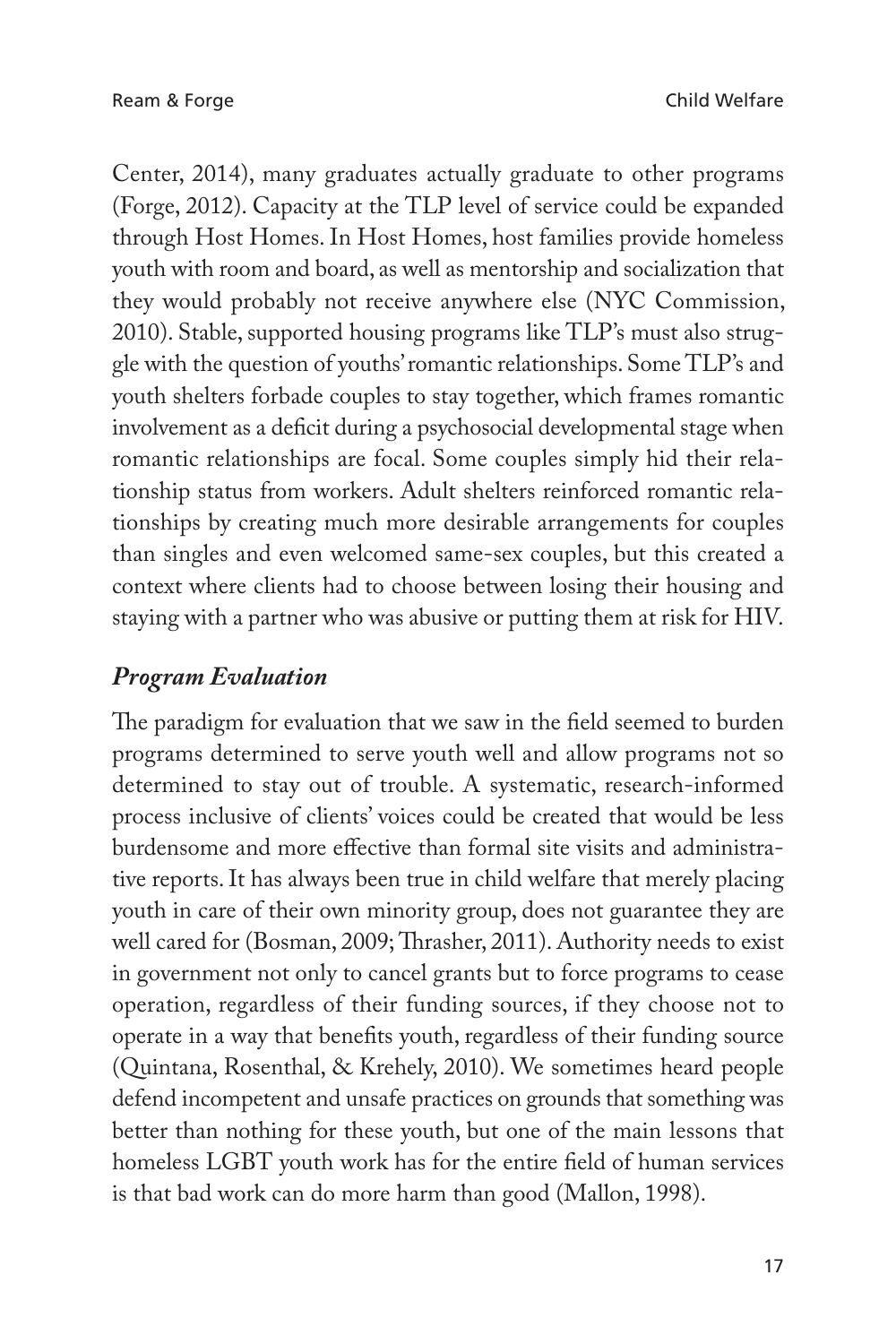Center, 2014), many graduates actually graduate to other programs (Forge, 2012). Capacity at the TLP level of service could be expanded through Host Homes. In Host Homes, host families provide homeless youth with room and board, as well as mentorship and socialization that they would probably not receive anywhere else (NYC Commission, 2010). Stable, supported housing programs like TLP's must also struggle with the question of youths' romantic relationships. Some TLP's and youth shelters forbade couples to stay together, which frames romantic involvement as a deficit during a psychosocial developmental stage when romantic relationships are focal. Some couples simply hid their relationship status from workers. Adult shelters reinforced romantic relationships by creating much more desirable arrangements for couples than singles and even welcomed same-sex couples, but this created a context where clients had to choose between losing their housing and staying with a partner who was abusive or putting them at risk for HIV.

### *Program Evaluation*

The paradigm for evaluation that we saw in the field seemed to burden programs determined to serve youth well and allow programs not so determined to stay out of trouble. A systematic, research-informed process inclusive of clients' voices could be created that would be less burdensome and more effective than formal site visits and administrative reports. It has always been true in child welfare that merely placing youth in care of their own minority group, does not guarantee they are well cared for (Bosman, 2009; Thrasher, 2011). Authority needs to exist in government not only to cancel grants but to force programs to cease operation, regardless of their funding sources, if they choose not to operate in a way that benefits youth, regardless of their funding source (Quintana, Rosenthal, & Krehely, 2010). We sometimes heard people defend incompetent and unsafe practices on grounds that something was better than nothing for these youth, but one of the main lessons that homeless LGBT youth work has for the entire field of human services is that bad work can do more harm than good (Mallon, 1998).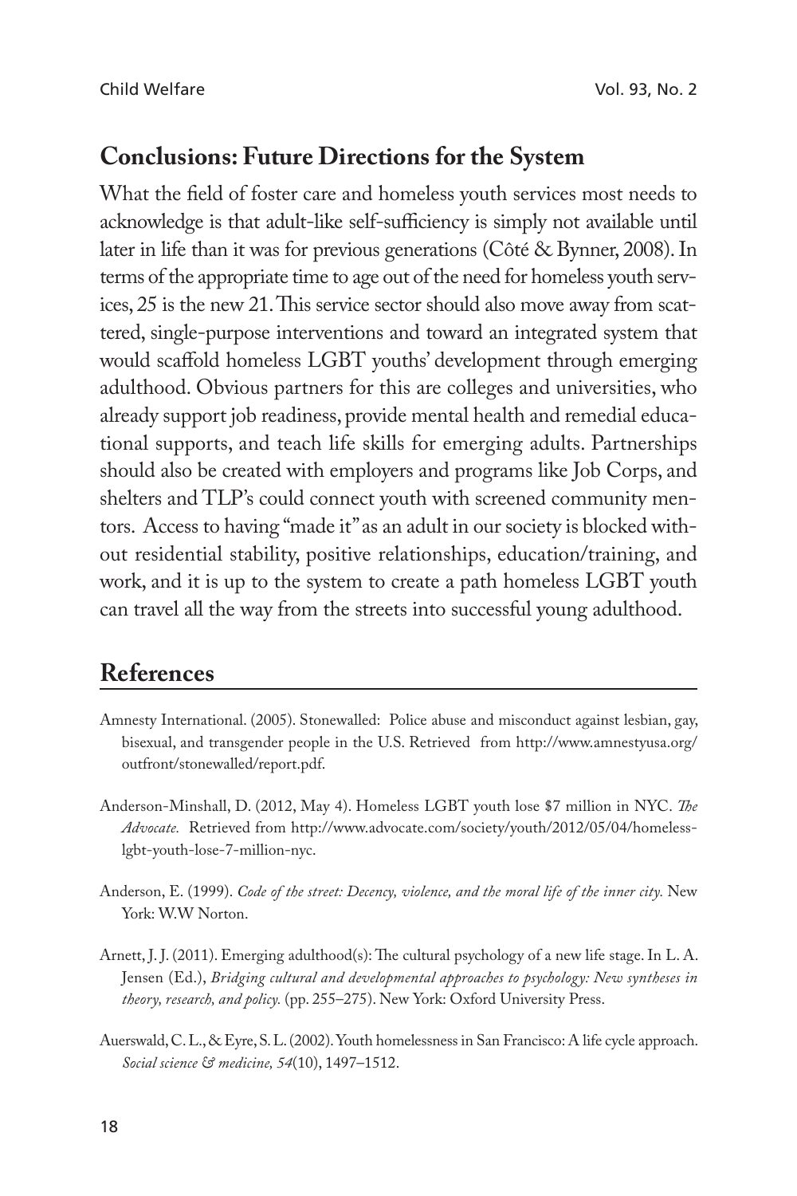## Conclusions: Future Directions for the System

What the field of foster care and homeless youth services most needs to acknowledge is that adult-like self-sufficiency is simply not available until later in life than it was for previous generations (Côté & Bynner, 2008). In terms of the appropriate time to age out of the need for homeless youth services, 25 is the new 21. This service sector should also move away from scattered, single-purpose interventions and toward an integrated system that would scaffold homeless LGBT youths' development through emerging adulthood. Obvious partners for this are colleges and universities, who already support job readiness, provide mental health and remedial educational supports, and teach life skills for emerging adults. Partnerships should also be created with employers and programs like Job Corps, and shelters and TLP's could connect youth with screened community mentors. Access to having "made it" as an adult in our society is blocked without residential stability, positive relationships, education/training, and work, and it is up to the system to create a path homeless LGBT youth can travel all the way from the streets into successful young adulthood.

## References

Amnesty International. (2005). Stonewalled: Police abuse and misconduct against lesbian, gay, bisexual, and transgender people in the U.S. Retrieved from http://www.amnestyusa.org/outfront/stonewalled/report.pdf.

Anderson-Minshall, D. (2012, May 4). Homeless LGBT youth lose $7 million in NYC. *The Advocate.* Retrieved from http://www.advocate.com/society/youth/2012/05/04/homeless-lgbt-youth-lose-7-million-nyc.

Anderson, E. (1999). *Code of the street: Decency, violence, and the moral life of the inner city.* New York: W.W Norton.

Arnett, J. J. (2011). Emerging adulthood(s): The cultural psychology of a new life stage. In L. A. Jensen (Ed.), *Bridging cultural and developmental approaches to psychology: New syntheses in theory, research, and policy.* (pp. 255–275). New York: Oxford University Press.

Auerswald, C. L., & Eyre, S. L. (2002). Youth homelessness in San Francisco: A life cycle approach. *Social science & medicine, 54*(10), 1497–1512.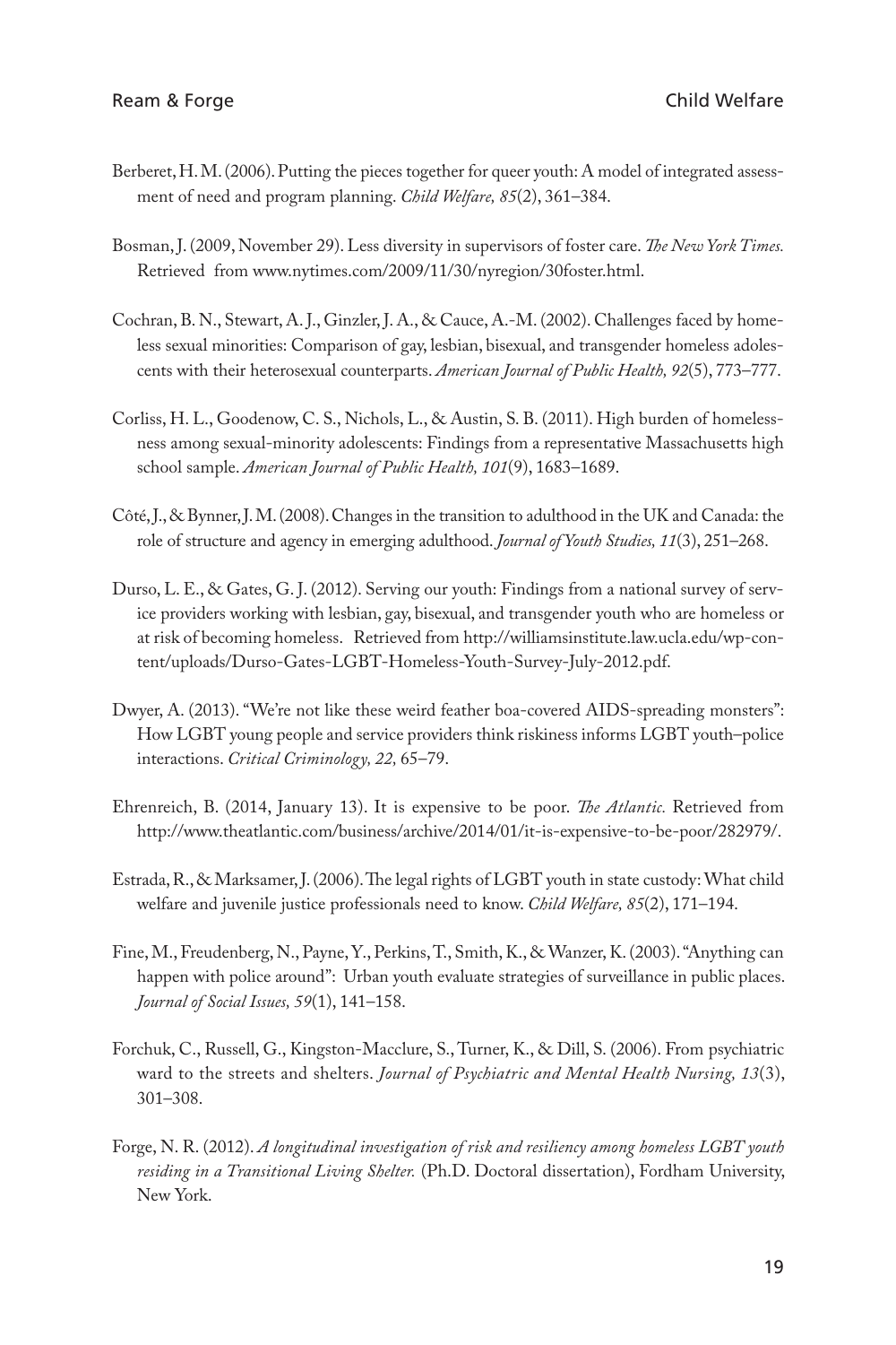Berberet, H. M. (2006). Putting the pieces together for queer youth: A model of integrated assessment of need and program planning. *Child Welfare, 85*(2), 361–384.

Bosman, J. (2009, November 29). Less diversity in supervisors of foster care. *The New York Times.* Retrieved from www.nytimes.com/2009/11/30/nyregion/30foster.html.

Cochran, B. N., Stewart, A. J., Ginzler, J. A., & Cauce, A.-M. (2002). Challenges faced by homeless sexual minorities: Comparison of gay, lesbian, bisexual, and transgender homeless adolescents with their heterosexual counterparts. *American Journal of Public Health, 92*(5), 773–777.

Corliss, H. L., Goodenow, C. S., Nichols, L., & Austin, S. B. (2011). High burden of homelessness among sexual-minority adolescents: Findings from a representative Massachusetts high school sample. *American Journal of Public Health, 101*(9), 1683–1689.

Côté, J., & Bynner, J. M. (2008). Changes in the transition to adulthood in the UK and Canada: the role of structure and agency in emerging adulthood. *Journal of Youth Studies, 11*(3), 251–268.

Durso, L. E., & Gates, G. J. (2012). Serving our youth: Findings from a national survey of service providers working with lesbian, gay, bisexual, and transgender youth who are homeless or at risk of becoming homeless. Retrieved from http://williamsinstitute.law.ucla.edu/wp-content/uploads/Durso-Gates-LGBT-Homeless-Youth-Survey-July-2012.pdf.

Dwyer, A. (2013). "We're not like these weird feather boa-covered AIDS-spreading monsters": How LGBT young people and service providers think riskiness informs LGBT youth–police interactions. *Critical Criminology, 22,* 65–79.

Ehrenreich, B. (2014, January 13). It is expensive to be poor. *The Atlantic.* Retrieved from http://www.theatlantic.com/business/archive/2014/01/it-is-expensive-to-be-poor/282979/.

Estrada, R., & Marksamer, J. (2006). The legal rights of LGBT youth in state custody: What child welfare and juvenile justice professionals need to know. *Child Welfare, 85*(2), 171–194.

Fine, M., Freudenberg, N., Payne, Y., Perkins, T., Smith, K., & Wanzer, K. (2003). "Anything can happen with police around": Urban youth evaluate strategies of surveillance in public places. *Journal of Social Issues, 59*(1), 141–158.

Forchuk, C., Russell, G., Kingston-Macclure, S., Turner, K., & Dill, S. (2006). From psychiatric ward to the streets and shelters. *Journal of Psychiatric and Mental Health Nursing, 13*(3), 301–308.

Forge, N. R. (2012). *A longitudinal investigation of risk and resiliency among homeless LGBT youth residing in a Transitional Living Shelter.* (Ph.D. Doctoral dissertation), Fordham University, New York.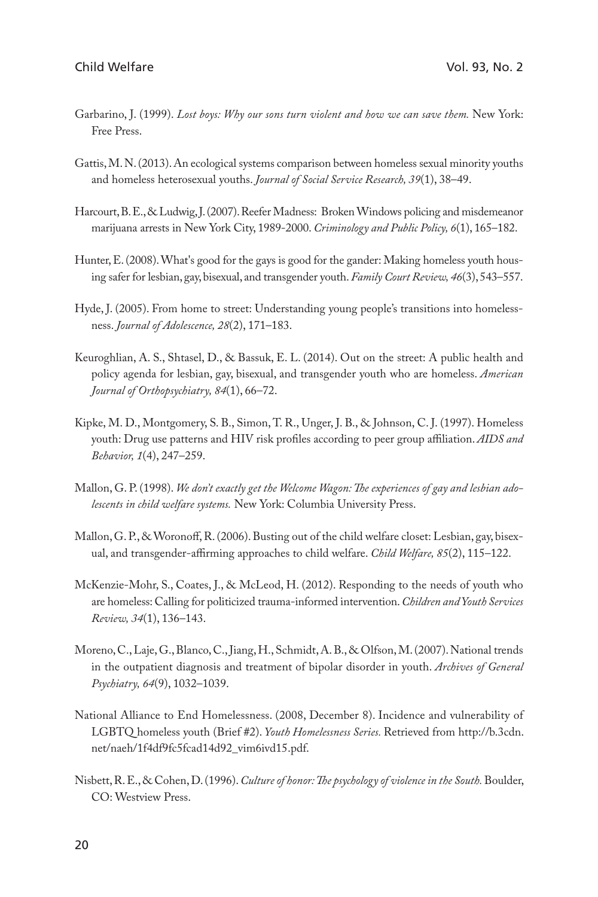Garbarino, J. (1999). *Lost boys: Why our sons turn violent and how we can save them.* New York: Free Press.

Gattis, M. N. (2013). An ecological systems comparison between homeless sexual minority youths and homeless heterosexual youths. *Journal of Social Service Research, 39*(1), 38–49.

Harcourt, B. E., & Ludwig, J. (2007). Reefer Madness: Broken Windows policing and misdemeanor marijuana arrests in New York City, 1989-2000. *Criminology and Public Policy, 6*(1), 165–182.

Hunter, E. (2008). What's good for the gays is good for the gander: Making homeless youth housing safer for lesbian, gay, bisexual, and transgender youth. *Family Court Review, 46*(3), 543–557.

Hyde, J. (2005). From home to street: Understanding young people's transitions into homelessness. *Journal of Adolescence, 28*(2), 171–183.

Keuroghlian, A. S., Shtasel, D., & Bassuk, E. L. (2014). Out on the street: A public health and policy agenda for lesbian, gay, bisexual, and transgender youth who are homeless. *American Journal of Orthopsychiatry, 84*(1), 66–72.

Kipke, M. D., Montgomery, S. B., Simon, T. R., Unger, J. B., & Johnson, C. J. (1997). Homeless youth: Drug use patterns and HIV risk profiles according to peer group affiliation. *AIDS and Behavior, 1*(4), 247–259.

Mallon, G. P. (1998). *We don't exactly get the Welcome Wagon: The experiences of gay and lesbian adolescents in child welfare systems.* New York: Columbia University Press.

Mallon, G. P., & Woronoff, R. (2006). Busting out of the child welfare closet: Lesbian, gay, bisexual, and transgender-affirming approaches to child welfare. *Child Welfare, 85*(2), 115–122.

McKenzie-Mohr, S., Coates, J., & McLeod, H. (2012). Responding to the needs of youth who are homeless: Calling for politicized trauma-informed intervention. *Children and Youth Services Review, 34*(1), 136–143.

Moreno, C., Laje, G., Blanco, C., Jiang, H., Schmidt, A. B., & Olfson, M. (2007). National trends in the outpatient diagnosis and treatment of bipolar disorder in youth. *Archives of General Psychiatry, 64*(9), 1032–1039.

National Alliance to End Homelessness. (2008, December 8). Incidence and vulnerability of LGBTQ homeless youth (Brief #2). *Youth Homelessness Series.* Retrieved from http://b.3cdn.net/naeh/1f4df9fc5fcad14d92_vim6ivd15.pdf.

Nisbett, R. E., & Cohen, D. (1996). *Culture of honor: The psychology of violence in the South.* Boulder, CO: Westview Press.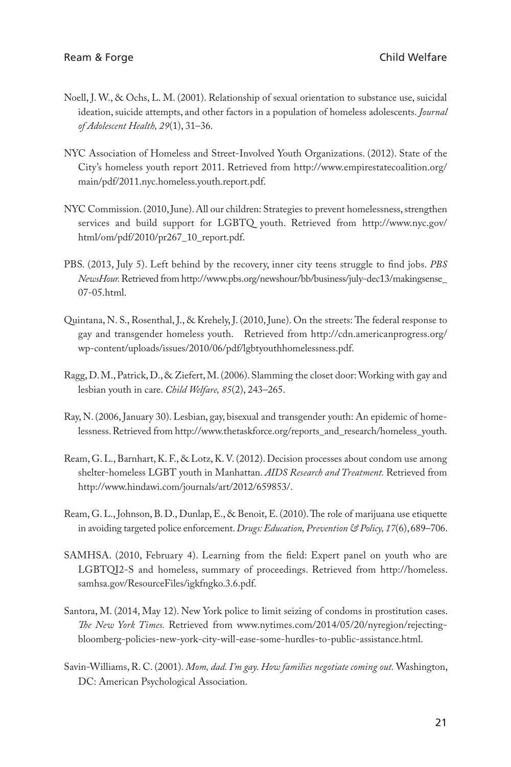Noell, J. W., & Ochs, L. M. (2001). Relationship of sexual orientation to substance use, suicidal ideation, suicide attempts, and other factors in a population of homeless adolescents. *Journal of Adolescent Health, 29*(1), 31–36.

NYC Association of Homeless and Street-Involved Youth Organizations. (2012). State of the City's homeless youth report 2011. Retrieved from http://www.empirestatecoalition.org/main/pdf/2011.nyc.homeless.youth.report.pdf.

NYC Commission. (2010, June). All our children: Strategies to prevent homelessness, strengthen services and build support for LGBTQ youth. Retrieved from http://www.nyc.gov/html/om/pdf/2010/pr267_10_report.pdf.

PBS. (2013, July 5). Left behind by the recovery, inner city teens struggle to find jobs. *PBS NewsHour.* Retrieved from http://www.pbs.org/newshour/bb/business/july-dec13/makingsense_07-05.html.

Quintana, N. S., Rosenthal, J., & Krehely, J. (2010, June). On the streets: The federal response to gay and transgender homeless youth. Retrieved from http://cdn.americanprogress.org/wp-content/uploads/issues/2010/06/pdf/lgbtyouthhomelessness.pdf.

Ragg, D. M., Patrick, D., & Ziefert, M. (2006). Slamming the closet door: Working with gay and lesbian youth in care. *Child Welfare, 85*(2), 243–265.

Ray, N. (2006, January 30). Lesbian, gay, bisexual and transgender youth: An epidemic of homelessness. Retrieved from http://www.thetaskforce.org/reports_and_research/homeless_youth.

Ream, G. L., Barnhart, K. F., & Lotz, K. V. (2012). Decision processes about condom use among shelter-homeless LGBT youth in Manhattan. *AIDS Research and Treatment.* Retrieved from http://www.hindawi.com/journals/art/2012/659853/.

Ream, G. L., Johnson, B. D., Dunlap, E., & Benoit, E. (2010). The role of marijuana use etiquette in avoiding targeted police enforcement. *Drugs: Education, Prevention & Policy, 17*(6), 689–706.

SAMHSA. (2010, February 4). Learning from the field: Expert panel on youth who are LGBTQI2-S and homeless, summary of proceedings. Retrieved from http://homeless.samhsa.gov/ResourceFiles/igkfngko.3.6.pdf.

Santora, M. (2014, May 12). New York police to limit seizing of condoms in prostitution cases. *The New York Times.* Retrieved from www.nytimes.com/2014/05/20/nyregion/rejecting-bloomberg-policies-new-york-city-will-ease-some-hurdles-to-public-assistance.html.

Savin-Williams, R. C. (2001). *Mom, dad. I'm gay. How families negotiate coming out.* Washington, DC: American Psychological Association.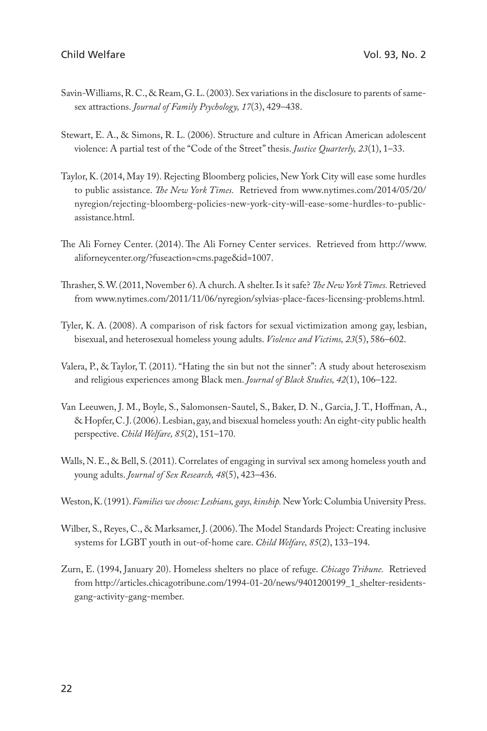Savin-Williams, R. C., & Ream, G. L. (2003). Sex variations in the disclosure to parents of same-sex attractions. *Journal of Family Psychology, 17*(3), 429–438.

Stewart, E. A., & Simons, R. L. (2006). Structure and culture in African American adolescent violence: A partial test of the "Code of the Street" thesis. *Justice Quarterly, 23*(1), 1–33.

Taylor, K. (2014, May 19). Rejecting Bloomberg policies, New York City will ease some hurdles to public assistance. *The New York Times.* Retrieved from www.nytimes.com/2014/05/20/nyregion/rejecting-bloomberg-policies-new-york-city-will-ease-some-hurdles-to-public-assistance.html.

The Ali Forney Center. (2014). The Ali Forney Center services. Retrieved from http://www.aliforneycenter.org/?fuseaction=cms.page&id=1007.

Thrasher, S. W. (2011, November 6). A church. A shelter. Is it safe? *The New York Times.* Retrieved from www.nytimes.com/2011/11/06/nyregion/sylvias-place-faces-licensing-problems.html.

Tyler, K. A. (2008). A comparison of risk factors for sexual victimization among gay, lesbian, bisexual, and heterosexual homeless young adults. *Violence and Victims, 23*(5), 586–602.

Valera, P., & Taylor, T. (2011). "Hating the sin but not the sinner": A study about heterosexism and religious experiences among Black men. *Journal of Black Studies, 42*(1), 106–122.

Van Leeuwen, J. M., Boyle, S., Salomonsen-Sautel, S., Baker, D. N., Garcia, J. T., Hoffman, A., & Hopfer, C. J. (2006). Lesbian, gay, and bisexual homeless youth: An eight-city public health perspective. *Child Welfare, 85*(2), 151–170.

Walls, N. E., & Bell, S. (2011). Correlates of engaging in survival sex among homeless youth and young adults. *Journal of Sex Research, 48*(5), 423–436.

Weston, K. (1991). *Families we choose: Lesbians, gays, kinship.* New York: Columbia University Press.

Wilber, S., Reyes, C., & Marksamer, J. (2006). The Model Standards Project: Creating inclusive systems for LGBT youth in out-of-home care. *Child Welfare, 85*(2), 133–194.

Zurn, E. (1994, January 20). Homeless shelters no place of refuge. *Chicago Tribune.* Retrieved from http://articles.chicagotribune.com/1994-01-20/news/9401200199_1_shelter-residents-gang-activity-gang-member.